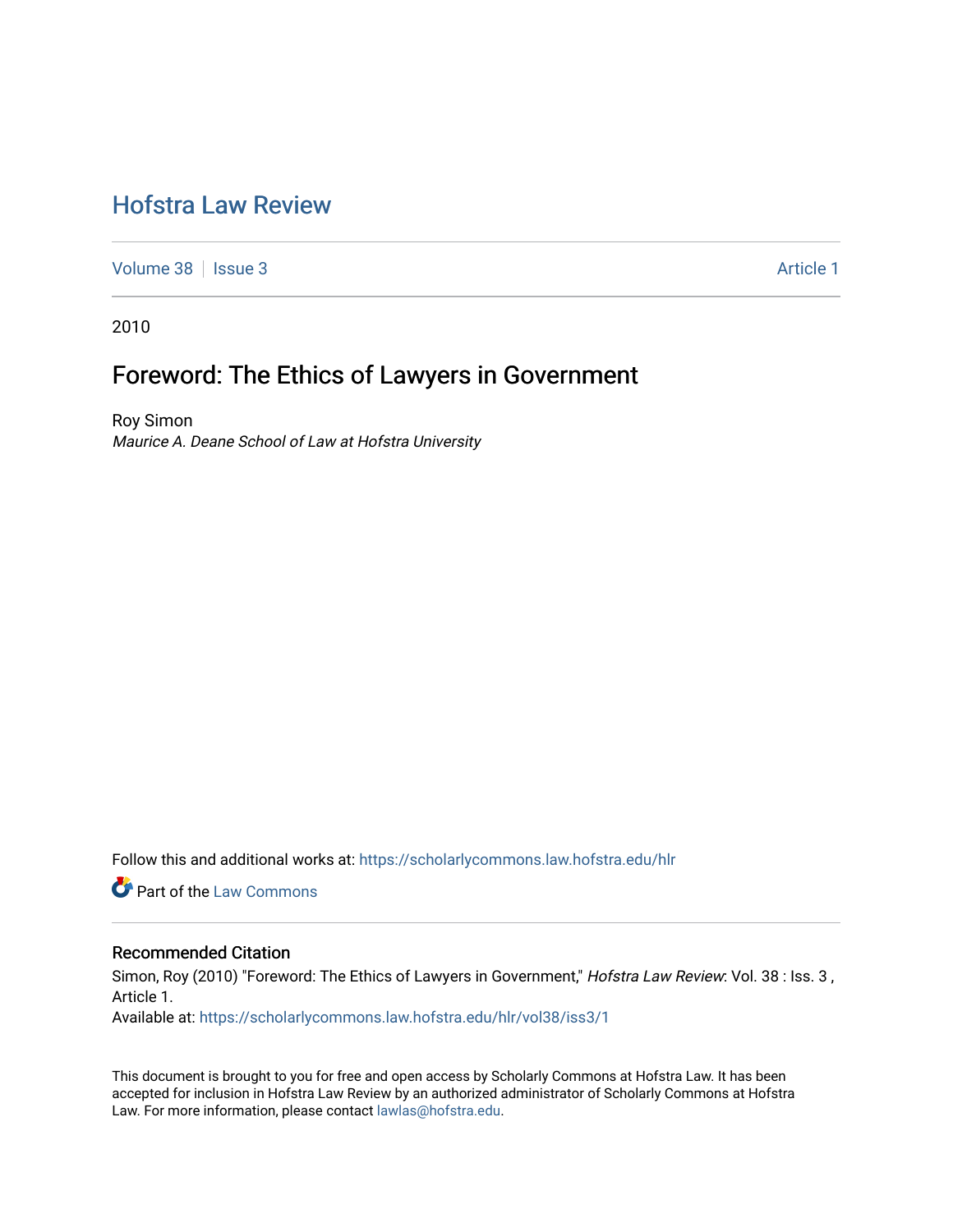# Hofstra Law Review

Volume 38 | Issue 3 | Article 1

2010

## Foreword: The Ethics of Lawyers in Government

Roy Simon

*Maurice A. Deane School of Law at Hofstra University*

Follow this and additional works at: https://scholarlycommons.law.hofstra.edu/hlr

Part of the Law Commons

### Recommended Citation

Simon, Roy (2010) "Foreword: The Ethics of Lawyers in Government," *Hofstra Law Review*: Vol. 38 : Iss. 3 , Article 1.

Available at: https://scholarlycommons.law.hofstra.edu/hlr/vol38/iss3/1

This document is brought to you for free and open access by Scholarly Commons at Hofstra Law. It has been accepted for inclusion in Hofstra Law Review by an authorized administrator of Scholarly Commons at Hofstra Law. For more information, please contact lawlas@hofstra.edu.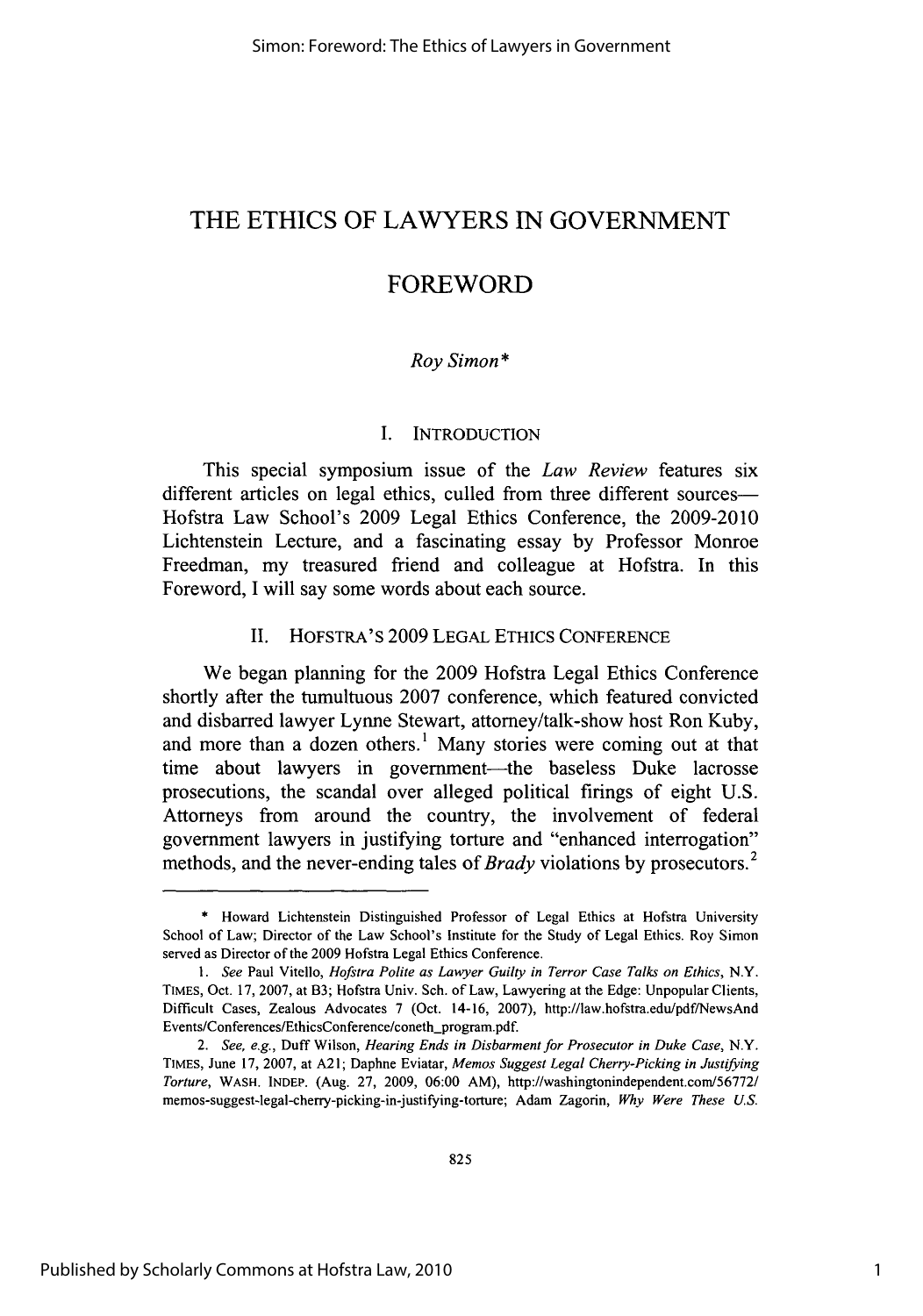# THE ETHICS OF LAWYERS IN GOVERNMENT

# FOREWORD

*Roy Simon\**

## I. INTRODUCTION

This special symposium issue of the *Law Review* features six different articles on legal ethics, culled from three different sources—Hofstra Law School's 2009 Legal Ethics Conference, the 2009-2010 Lichtenstein Lecture, and a fascinating essay by Professor Monroe Freedman, my treasured friend and colleague at Hofstra. In this Foreword, I will say some words about each source.

## II. HOFSTRA'S 2009 LEGAL ETHICS CONFERENCE

We began planning for the 2009 Hofstra Legal Ethics Conference shortly after the tumultuous 2007 conference, which featured convicted and disbarred lawyer Lynne Stewart, attorney/talk-show host Ron Kuby, and more than a dozen others.[1] Many stories were coming out at that time about lawyers in government—the baseless Duke lacrosse prosecutions, the scandal over alleged political firings of eight U.S. Attorneys from around the country, the involvement of federal government lawyers in justifying torture and "enhanced interrogation" methods, and the never-ending tales of *Brady* violations by prosecutors.[2]

---

\* Howard Lichtenstein Distinguished Professor of Legal Ethics at Hofstra University School of Law; Director of the Law School's Institute for the Study of Legal Ethics. Roy Simon served as Director of the 2009 Hofstra Legal Ethics Conference.

1. *See* Paul Vitello, *Hofstra Polite as Lawyer Guilty in Terror Case Talks on Ethics*, N.Y. TIMES, Oct. 17, 2007, at B3; Hofstra Univ. Sch. of Law, Lawyering at the Edge: Unpopular Clients, Difficult Cases, Zealous Advocates 7 (Oct. 14-16, 2007), http://law.hofstra.edu/pdf/NewsAndEvents/Conferences/EthicsConference/coneth_program.pdf.

2. *See, e.g.*, Duff Wilson, *Hearing Ends in Disbarment for Prosecutor in Duke Case*, N.Y. TIMES, June 17, 2007, at A21; Daphne Eviatar, *Memos Suggest Legal Cherry-Picking in Justifying Torture*, WASH. INDEP. (Aug. 27, 2009, 06:00 AM), http://washingtonindependent.com/56772/memos-suggest-legal-cherry-picking-in-justifying-torture; Adam Zagorin, *Why Were These U.S.*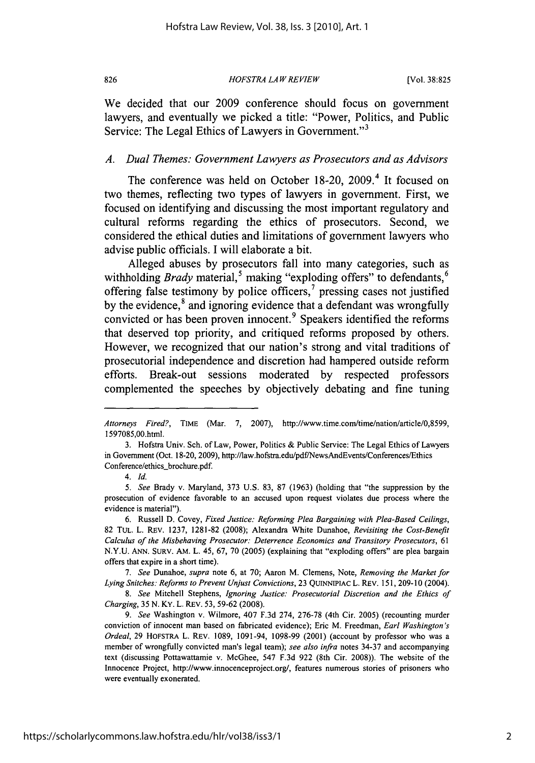We decided that our 2009 conference should focus on government lawyers, and eventually we picked a title: "Power, Politics, and Public Service: The Legal Ethics of Lawyers in Government."[3]

### A. *Dual Themes: Government Lawyers as Prosecutors and as Advisors*

The conference was held on October 18-20, 2009.[4] It focused on two themes, reflecting two types of lawyers in government. First, we focused on identifying and discussing the most important regulatory and cultural reforms regarding the ethics of prosecutors. Second, we considered the ethical duties and limitations of government lawyers who advise public officials. I will elaborate a bit.

Alleged abuses by prosecutors fall into many categories, such as withholding *Brady* material,[5] making "exploding offers" to defendants,[6] offering false testimony by police officers,[7] pressing cases not justified by the evidence,[8] and ignoring evidence that a defendant was wrongfully convicted or has been proven innocent.[9] Speakers identified the reforms that deserved top priority, and critiqued reforms proposed by others. However, we recognized that our nation's strong and vital traditions of prosecutorial independence and discretion had hampered outside reform efforts. Break-out sessions moderated by respected professors complemented the speeches by objectively debating and fine tuning

---

*Attorneys Fired?*, TIME (Mar. 7, 2007), http://www.time.com/time/nation/article/0,8599,1597085,00.html.

3. Hofstra Univ. Sch. of Law, Power, Politics & Public Service: The Legal Ethics of Lawyers in Government (Oct. 18-20, 2009), http://law.hofstra.edu/pdf/NewsAndEvents/Conferences/Ethics Conference/ethics_brochure.pdf.

4. *Id.*

5. *See* Brady v. Maryland, 373 U.S. 83, 87 (1963) (holding that "the suppression by the prosecution of evidence favorable to an accused upon request violates due process where the evidence is material").

6. Russell D. Covey, *Fixed Justice: Reforming Plea Bargaining with Plea-Based Ceilings*, 82 TUL. L. REV. 1237, 1281-82 (2008); Alexandra White Dunahoe, *Revisiting the Cost-Benefit Calculus of the Misbehaving Prosecutor: Deterrence Economics and Transitory Prosecutors*, 61 N.Y.U. ANN. SURV. AM. L. 45, 67, 70 (2005) (explaining that "exploding offers" are plea bargain offers that expire in a short time).

7. *See* Dunahoe, *supra* note 6, at 70; Aaron M. Clemens, Note, *Removing the Market for Lying Snitches: Reforms to Prevent Unjust Convictions*, 23 QUINNIPIAC L. REV. 151, 209-10 (2004).

8. *See* Mitchell Stephens, *Ignoring Justice: Prosecutorial Discretion and the Ethics of Charging*, 35 N. KY. L. REV. 53, 59-62 (2008).

9. *See* Washington v. Wilmore, 407 F.3d 274, 276-78 (4th Cir. 2005) (recounting murder conviction of innocent man based on fabricated evidence); Eric M. Freedman, *Earl Washington's Ordeal*, 29 HOFSTRA L. REV. 1089, 1091-94, 1098-99 (2001) (account by professor who was a member of wrongfully convicted man's legal team); *see also infra* notes 34-37 and accompanying text (discussing Pottawattamie v. McGhee, 547 F.3d 922 (8th Cir. 2008)). The website of the Innocence Project, http://www.innocenceproject.org/, features numerous stories of prisoners who were eventually exonerated.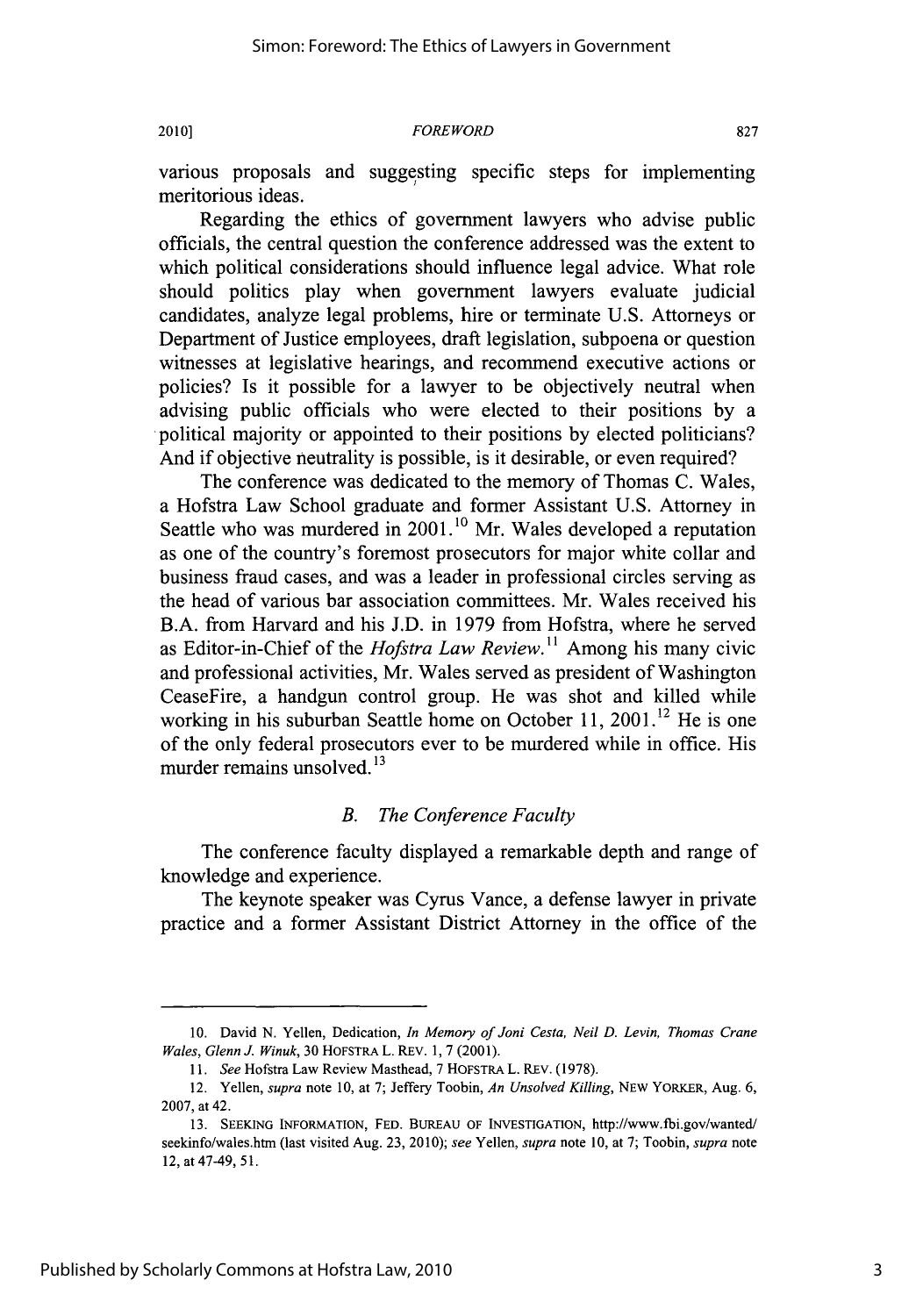various proposals and suggesting specific steps for implementing meritorious ideas.

Regarding the ethics of government lawyers who advise public officials, the central question the conference addressed was the extent to which political considerations should influence legal advice. What role should politics play when government lawyers evaluate judicial candidates, analyze legal problems, hire or terminate U.S. Attorneys or Department of Justice employees, draft legislation, subpoena or question witnesses at legislative hearings, and recommend executive actions or policies? Is it possible for a lawyer to be objectively neutral when advising public officials who were elected to their positions by a political majority or appointed to their positions by elected politicians? And if objective neutrality is possible, is it desirable, or even required?

The conference was dedicated to the memory of Thomas C. Wales, a Hofstra Law School graduate and former Assistant U.S. Attorney in Seattle who was murdered in 2001.[10] Mr. Wales developed a reputation as one of the country's foremost prosecutors for major white collar and business fraud cases, and was a leader in professional circles serving as the head of various bar association committees. Mr. Wales received his B.A. from Harvard and his J.D. in 1979 from Hofstra, where he served as Editor-in-Chief of the *Hofstra Law Review*.[11] Among his many civic and professional activities, Mr. Wales served as president of Washington CeaseFire, a handgun control group. He was shot and killed while working in his suburban Seattle home on October 11, 2001.[12] He is one of the only federal prosecutors ever to be murdered while in office. His murder remains unsolved.[13]

### *B. The Conference Faculty*

The conference faculty displayed a remarkable depth and range of knowledge and experience.

The keynote speaker was Cyrus Vance, a defense lawyer in private practice and a former Assistant District Attorney in the office of the

---

10. David N. Yellen, Dedication, *In Memory of Joni Cesta, Neil D. Levin, Thomas Crane Wales, Glenn J. Winuk*, 30 HOFSTRA L. REV. 1, 7 (2001).

11. *See* Hofstra Law Review Masthead, 7 HOFSTRA L. REV. (1978).

12. Yellen, *supra* note 10, at 7; Jeffery Toobin, *An Unsolved Killing*, NEW YORKER, Aug. 6, 2007, at 42.

13. SEEKING INFORMATION, FED. BUREAU OF INVESTIGATION, http://www.fbi.gov/wanted/seekinfo/wales.htm (last visited Aug. 23, 2010); *see* Yellen, *supra* note 10, at 7; Toobin, *supra* note 12, at 47-49, 51.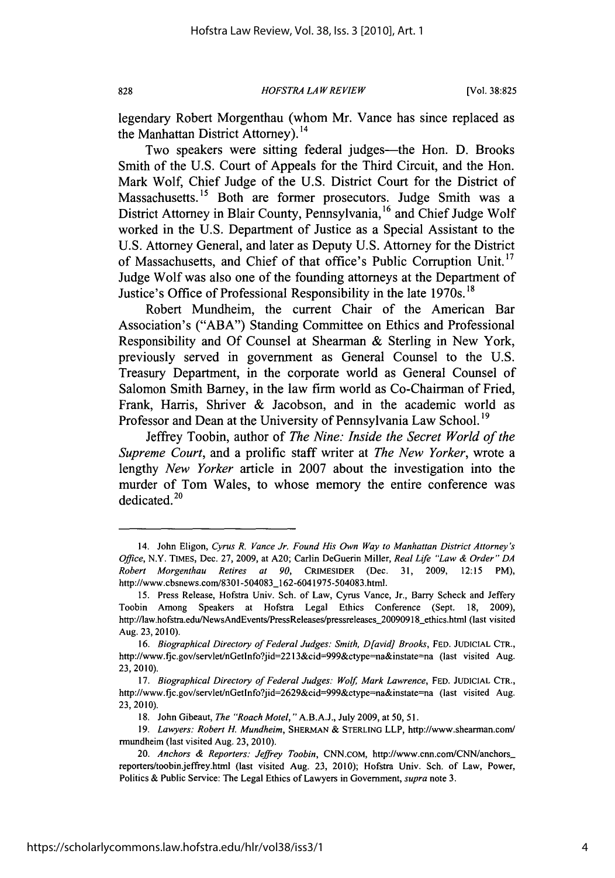legendary Robert Morgenthau (whom Mr. Vance has since replaced as the Manhattan District Attorney).[14]

Two speakers were sitting federal judges—the Hon. D. Brooks Smith of the U.S. Court of Appeals for the Third Circuit, and the Hon. Mark Wolf, Chief Judge of the U.S. District Court for the District of Massachusetts.[15] Both are former prosecutors. Judge Smith was a District Attorney in Blair County, Pennsylvania,[16] and Chief Judge Wolf worked in the U.S. Department of Justice as a Special Assistant to the U.S. Attorney General, and later as Deputy U.S. Attorney for the District of Massachusetts, and Chief of that office's Public Corruption Unit.[17] Judge Wolf was also one of the founding attorneys at the Department of Justice's Office of Professional Responsibility in the late 1970s.[18]

Robert Mundheim, the current Chair of the American Bar Association's ("ABA") Standing Committee on Ethics and Professional Responsibility and Of Counsel at Shearman & Sterling in New York, previously served in government as General Counsel to the U.S. Treasury Department, in the corporate world as General Counsel of Salomon Smith Barney, in the law firm world as Co-Chairman of Fried, Frank, Harris, Shriver & Jacobson, and in the academic world as Professor and Dean at the University of Pennsylvania Law School.[19]

Jeffrey Toobin, author of *The Nine: Inside the Secret World of the Supreme Court*, and a prolific staff writer at *The New Yorker*, wrote a lengthy *New Yorker* article in 2007 about the investigation into the murder of Tom Wales, to whose memory the entire conference was dedicated.[20]

---

14. John Eligon, *Cyrus R. Vance Jr. Found His Own Way to Manhattan District Attorney's Office*, N.Y. TIMES, Dec. 27, 2009, at A20; Carlin DeGuerin Miller, *Real Life "Law & Order" DA Robert Morgenthau Retires at 90*, CRIMESIDER (Dec. 31, 2009, 12:15 PM), http://www.cbsnews.com/8301-504083_162-6041975-504083.html.

15. Press Release, Hofstra Univ. Sch. of Law, Cyrus Vance, Jr., Barry Scheck and Jeffery Toobin Among Speakers at Hofstra Legal Ethics Conference (Sept. 18, 2009), http://law.hofstra.edu/NewsAndEvents/PressReleases/pressreleases_20090918_ethics.html (last visited Aug. 23, 2010).

16. *Biographical Directory of Federal Judges: Smith, D[avid] Brooks*, FED. JUDICIAL CTR., http://www.fjc.gov/servlet/nGetInfo?jid=2213&cid=999&ctype=na&instate=na (last visited Aug. 23, 2010).

17. *Biographical Directory of Federal Judges: Wolf, Mark Lawrence*, FED. JUDICIAL CTR., http://www.fjc.gov/servlet/nGetInfo?jid=2629&cid=999&ctype=na&instate=na (last visited Aug. 23, 2010).

18. John Gibeaut, *The "Roach Motel*,*"* A.B.A.J., July 2009, at 50, 51.

19. *Lawyers: Robert H. Mundheim*, SHERMAN & STERLING LLP, http://www.shearman.com/rmundheim (last visited Aug. 23, 2010).

20. *Anchors & Reporters: Jeffrey Toobin*, CNN.COM, http://www.cnn.com/CNN/anchors_reporters/toobin.jeffrey.html (last visited Aug. 23, 2010); Hofstra Univ. Sch. of Law, Power, Politics & Public Service: The Legal Ethics of Lawyers in Government, *supra* note 3.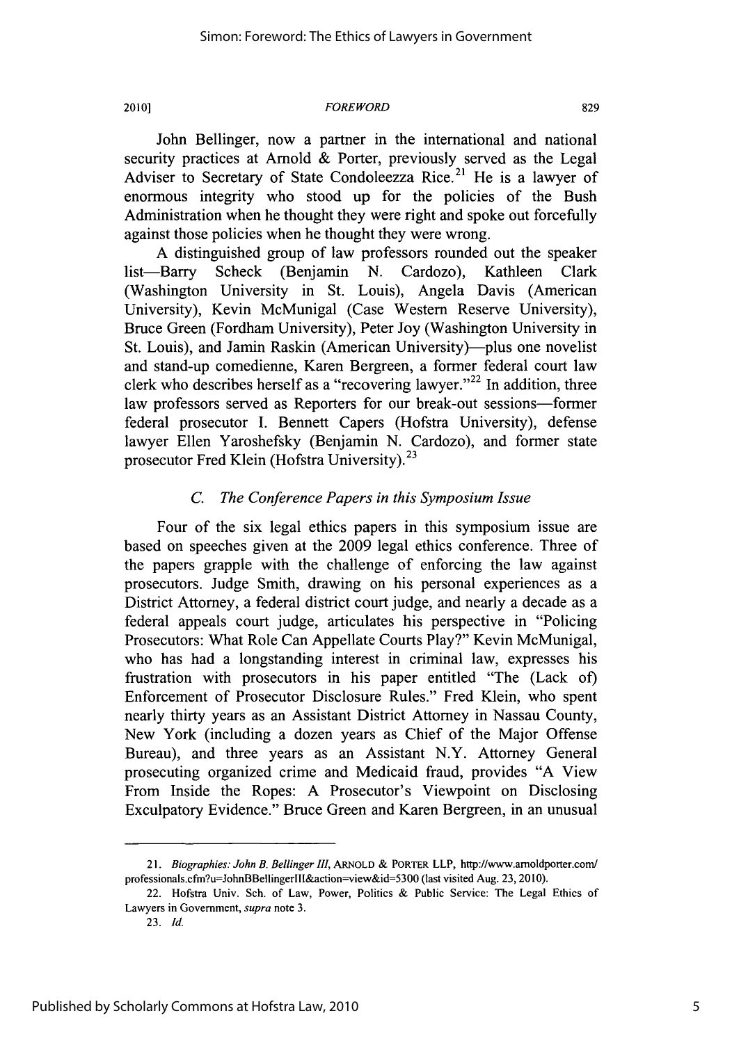John Bellinger, now a partner in the international and national security practices at Arnold & Porter, previously served as the Legal Adviser to Secretary of State Condoleezza Rice.[21] He is a lawyer of enormous integrity who stood up for the policies of the Bush Administration when he thought they were right and spoke out forcefully against those policies when he thought they were wrong.

A distinguished group of law professors rounded out the speaker list—Barry Scheck (Benjamin N. Cardozo), Kathleen Clark (Washington University in St. Louis), Angela Davis (American University), Kevin McMunigal (Case Western Reserve University), Bruce Green (Fordham University), Peter Joy (Washington University in St. Louis), and Jamin Raskin (American University)—plus one novelist and stand-up comedienne, Karen Bergreen, a former federal court law clerk who describes herself as a "recovering lawyer."[22] In addition, three law professors served as Reporters for our break-out sessions—former federal prosecutor I. Bennett Capers (Hofstra University), defense lawyer Ellen Yaroshefsky (Benjamin N. Cardozo), and former state prosecutor Fred Klein (Hofstra University).[23]

### *C. The Conference Papers in this Symposium Issue*

Four of the six legal ethics papers in this symposium issue are based on speeches given at the 2009 legal ethics conference. Three of the papers grapple with the challenge of enforcing the law against prosecutors. Judge Smith, drawing on his personal experiences as a District Attorney, a federal district court judge, and nearly a decade as a federal appeals court judge, articulates his perspective in "Policing Prosecutors: What Role Can Appellate Courts Play?" Kevin McMunigal, who has had a longstanding interest in criminal law, expresses his frustration with prosecutors in his paper entitled "The (Lack of) Enforcement of Prosecutor Disclosure Rules." Fred Klein, who spent nearly thirty years as an Assistant District Attorney in Nassau County, New York (including a dozen years as Chief of the Major Offense Bureau), and three years as an Assistant N.Y. Attorney General prosecuting organized crime and Medicaid fraud, provides "A View From Inside the Ropes: A Prosecutor's Viewpoint on Disclosing Exculpatory Evidence." Bruce Green and Karen Bergreen, in an unusual

---

21. *Biographies: John B. Bellinger III*, ARNOLD & PORTER LLP, http://www.arnoldporter.com/professionals.cfm?u=JohnBBellingerIII&action=view&id=5300 (last visited Aug. 23, 2010).

22. Hofstra Univ. Sch. of Law, Power, Politics & Public Service: The Legal Ethics of Lawyers in Government, *supra* note 3.

23. *Id.*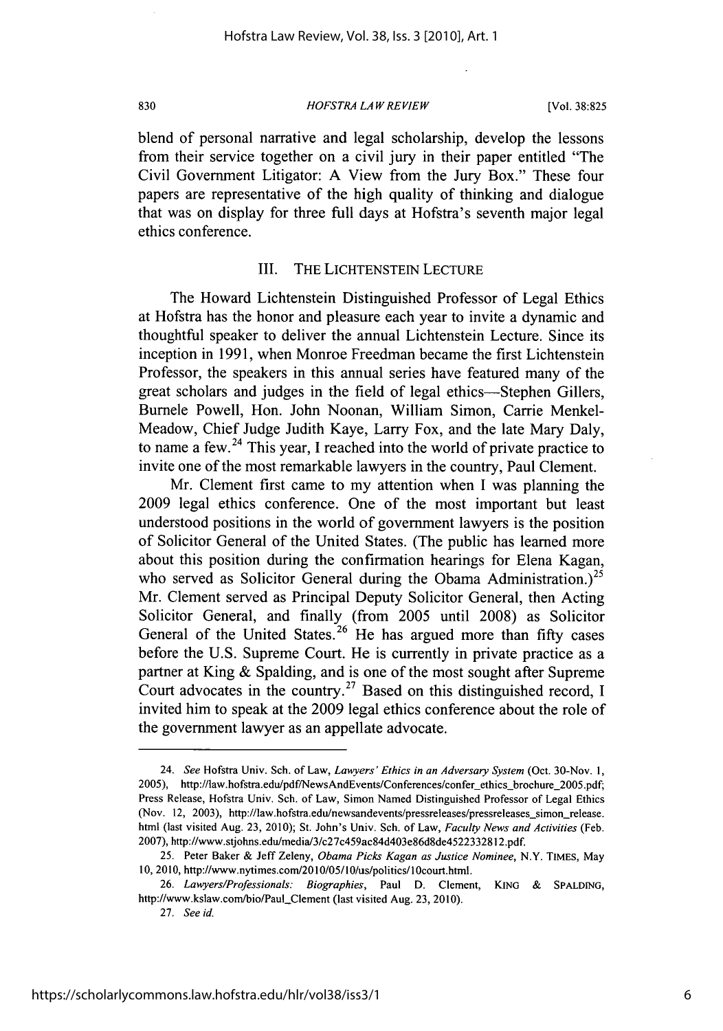blend of personal narrative and legal scholarship, develop the lessons from their service together on a civil jury in their paper entitled "The Civil Government Litigator: A View from the Jury Box." These four papers are representative of the high quality of thinking and dialogue that was on display for three full days at Hofstra's seventh major legal ethics conference.

## III. THE LICHTENSTEIN LECTURE

The Howard Lichtenstein Distinguished Professor of Legal Ethics at Hofstra has the honor and pleasure each year to invite a dynamic and thoughtful speaker to deliver the annual Lichtenstein Lecture. Since its inception in 1991, when Monroe Freedman became the first Lichtenstein Professor, the speakers in this annual series have featured many of the great scholars and judges in the field of legal ethics—Stephen Gillers, Burnele Powell, Hon. John Noonan, William Simon, Carrie Menkel-Meadow, Chief Judge Judith Kaye, Larry Fox, and the late Mary Daly, to name a few.[24] This year, I reached into the world of private practice to invite one of the most remarkable lawyers in the country, Paul Clement.

Mr. Clement first came to my attention when I was planning the 2009 legal ethics conference. One of the most important but least understood positions in the world of government lawyers is the position of Solicitor General of the United States. (The public has learned more about this position during the confirmation hearings for Elena Kagan, who served as Solicitor General during the Obama Administration.)[25] Mr. Clement served as Principal Deputy Solicitor General, then Acting Solicitor General, and finally (from 2005 until 2008) as Solicitor General of the United States.[26] He has argued more than fifty cases before the U.S. Supreme Court. He is currently in private practice as a partner at King & Spalding, and is one of the most sought after Supreme Court advocates in the country.[27] Based on this distinguished record, I invited him to speak at the 2009 legal ethics conference about the role of the government lawyer as an appellate advocate.

---

24. *See* Hofstra Univ. Sch. of Law, *Lawyers' Ethics in an Adversary System* (Oct. 30-Nov. 1, 2005), http://law.hofstra.edu/pdf/NewsAndEvents/Conferences/confer_ethics_brochure_2005.pdf; Press Release, Hofstra Univ. Sch. of Law, Simon Named Distinguished Professor of Legal Ethics (Nov. 12, 2003), http://law.hofstra.edu/newsandevents/pressreleases/pressreleases_simon_release.html (last visited Aug. 23, 2010); St. John's Univ. Sch. of Law, *Faculty News and Activities* (Feb. 2007), http://www.stjohns.edu/media/3/c27c459ac84d403e86d8de4522332812.pdf.

25. Peter Baker & Jeff Zeleny, *Obama Picks Kagan as Justice Nominee*, N.Y. TIMES, May 10, 2010, http://www.nytimes.com/2010/05/10/us/politics/10court.html.

26. *Lawyers/Professionals: Biographies*, Paul D. Clement, KING & SPALDING, http://www.kslaw.com/bio/Paul_Clement (last visited Aug. 23, 2010).

27. *See id.*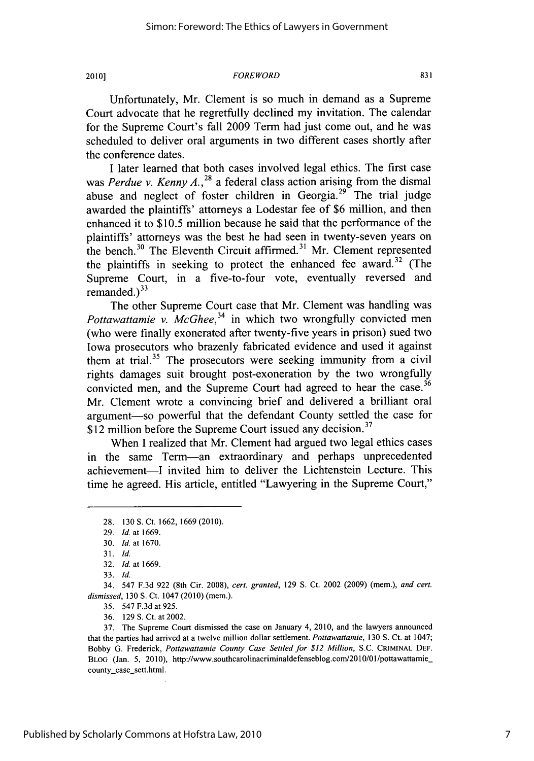Unfortunately, Mr. Clement is so much in demand as a Supreme Court advocate that he regretfully declined my invitation. The calendar for the Supreme Court's fall 2009 Term had just come out, and he was scheduled to deliver oral arguments in two different cases shortly after the conference dates.

I later learned that both cases involved legal ethics. The first case was *Perdue v. Kenny A.*,[28] a federal class action arising from the dismal abuse and neglect of foster children in Georgia.[29] The trial judge awarded the plaintiffs' attorneys a Lodestar fee of $6 million, and then enhanced it to $10.5 million because he said that the performance of the plaintiffs' attorneys was the best he had seen in twenty-seven years on the bench.[30] The Eleventh Circuit affirmed.[31] Mr. Clement represented the plaintiffs in seeking to protect the enhanced fee award.[32] (The Supreme Court, in a five-to-four vote, eventually reversed and remanded.)[33]

The other Supreme Court case that Mr. Clement was handling was *Pottawattamie v. McGhee*,[34] in which two wrongfully convicted men (who were finally exonerated after twenty-five years in prison) sued two Iowa prosecutors who brazenly fabricated evidence and used it against them at trial.[35] The prosecutors were seeking immunity from a civil rights damages suit brought post-exoneration by the two wrongfully convicted men, and the Supreme Court had agreed to hear the case.[36] Mr. Clement wrote a convincing brief and delivered a brilliant oral argument—so powerful that the defendant County settled the case for $12 million before the Supreme Court issued any decision.[37]

When I realized that Mr. Clement had argued two legal ethics cases in the same Term—an extraordinary and perhaps unprecedented achievement—I invited him to deliver the Lichtenstein Lecture. This time he agreed. His article, entitled "Lawyering in the Supreme Court,"

---

28. 130 S. Ct. 1662, 1669 (2010).

29. *Id.* at 1669.

30. *Id.* at 1670.

31. *Id.*

32. *Id.* at 1669.

33. *Id.*

34. 547 F.3d 922 (8th Cir. 2008), *cert. granted*, 129 S. Ct. 2002 (2009) (mem.), *and cert. dismissed*, 130 S. Ct. 1047 (2010) (mem.).

35. 547 F.3d at 925.

36. 129 S. Ct. at 2002.

37. The Supreme Court dismissed the case on January 4, 2010, and the lawyers announced that the parties had arrived at a twelve million dollar settlement. *Pottawattamie*, 130 S. Ct. at 1047; Bobby G. Frederick, *Pottawattamie County Case Settled for $12 Million*, S.C. CRIMINAL DEF. BLOG (Jan. 5, 2010), http://www.southcarolinacriminaldefenseblog.com/2010/01/pottawattamie_county_case_sett.html.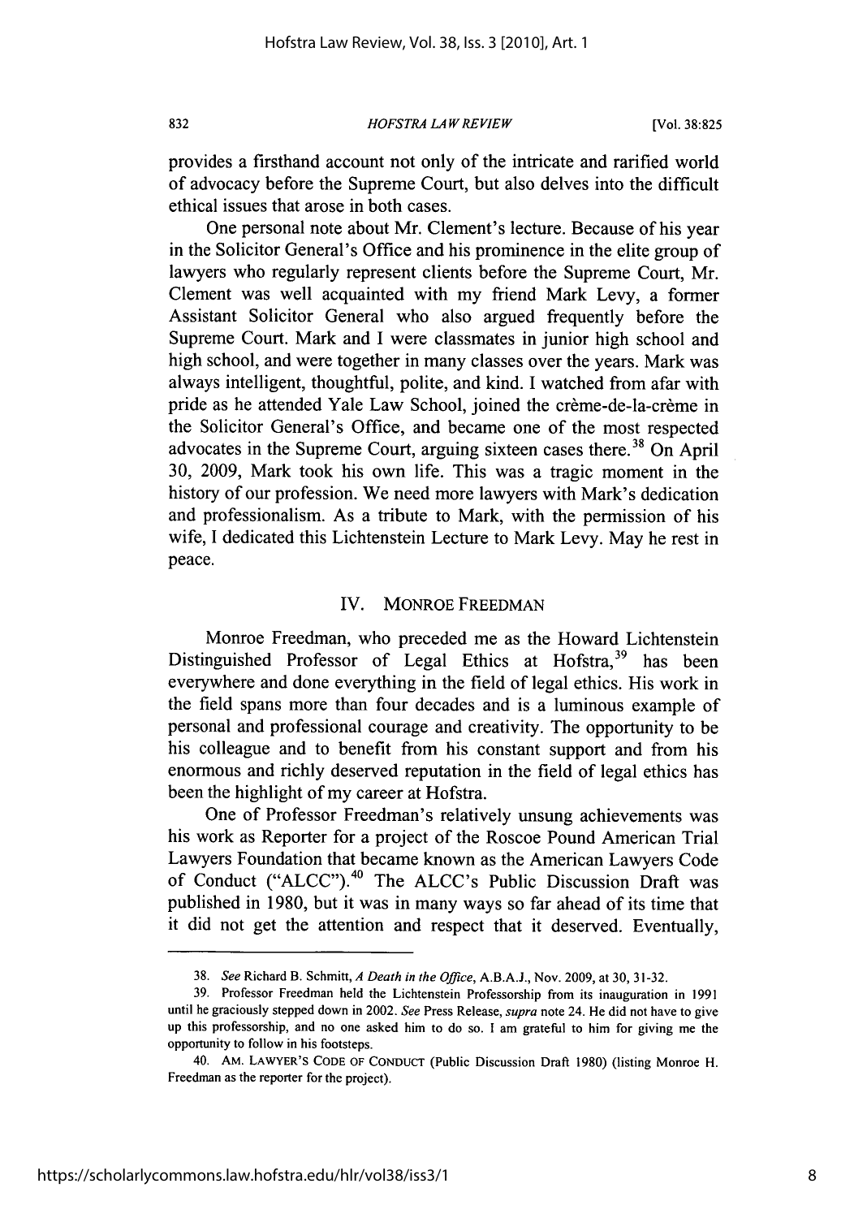provides a firsthand account not only of the intricate and rarified world of advocacy before the Supreme Court, but also delves into the difficult ethical issues that arose in both cases.

One personal note about Mr. Clement's lecture. Because of his year in the Solicitor General's Office and his prominence in the elite group of lawyers who regularly represent clients before the Supreme Court, Mr. Clement was well acquainted with my friend Mark Levy, a former Assistant Solicitor General who also argued frequently before the Supreme Court. Mark and I were classmates in junior high school and high school, and were together in many classes over the years. Mark was always intelligent, thoughtful, polite, and kind. I watched from afar with pride as he attended Yale Law School, joined the crème-de-la-crème in the Solicitor General's Office, and became one of the most respected advocates in the Supreme Court, arguing sixteen cases there.[38] On April 30, 2009, Mark took his own life. This was a tragic moment in the history of our profession. We need more lawyers with Mark's dedication and professionalism. As a tribute to Mark, with the permission of his wife, I dedicated this Lichtenstein Lecture to Mark Levy. May he rest in peace.

## IV. MONROE FREEDMAN

Monroe Freedman, who preceded me as the Howard Lichtenstein Distinguished Professor of Legal Ethics at Hofstra,[39] has been everywhere and done everything in the field of legal ethics. His work in the field spans more than four decades and is a luminous example of personal and professional courage and creativity. The opportunity to be his colleague and to benefit from his constant support and from his enormous and richly deserved reputation in the field of legal ethics has been the highlight of my career at Hofstra.

One of Professor Freedman's relatively unsung achievements was his work as Reporter for a project of the Roscoe Pound American Trial Lawyers Foundation that became known as the American Lawyers Code of Conduct ("ALCC").[40] The ALCC's Public Discussion Draft was published in 1980, but it was in many ways so far ahead of its time that it did not get the attention and respect that it deserved. Eventually,

---

38. *See* Richard B. Schmitt, *A Death in the Office*, A.B.A.J., Nov. 2009, at 30, 31-32.

39. Professor Freedman held the Lichtenstein Professorship from its inauguration in 1991 until he graciously stepped down in 2002. *See* Press Release, *supra* note 24. He did not have to give up this professorship, and no one asked him to do so. I am grateful to him for giving me the opportunity to follow in his footsteps.

40. AM. LAWYER'S CODE OF CONDUCT (Public Discussion Draft 1980) (listing Monroe H. Freedman as the reporter for the project).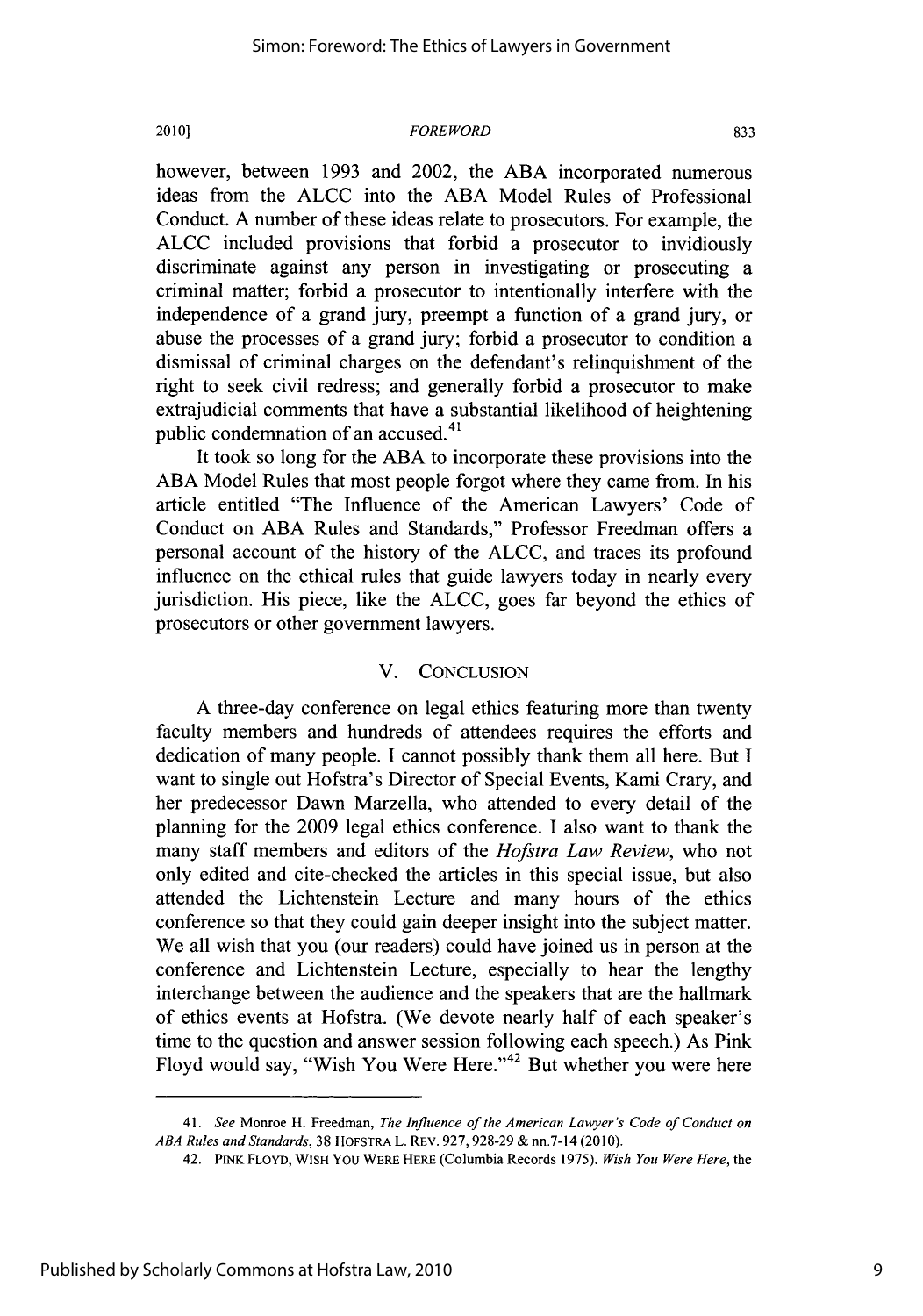however, between 1993 and 2002, the ABA incorporated numerous ideas from the ALCC into the ABA Model Rules of Professional Conduct. A number of these ideas relate to prosecutors. For example, the ALCC included provisions that forbid a prosecutor to invidiously discriminate against any person in investigating or prosecuting a criminal matter; forbid a prosecutor to intentionally interfere with the independence of a grand jury, preempt a function of a grand jury, or abuse the processes of a grand jury; forbid a prosecutor to condition a dismissal of criminal charges on the defendant's relinquishment of the right to seek civil redress; and generally forbid a prosecutor to make extrajudicial comments that have a substantial likelihood of heightening public condemnation of an accused.[41]

It took so long for the ABA to incorporate these provisions into the ABA Model Rules that most people forgot where they came from. In his article entitled "The Influence of the American Lawyers' Code of Conduct on ABA Rules and Standards," Professor Freedman offers a personal account of the history of the ALCC, and traces its profound influence on the ethical rules that guide lawyers today in nearly every jurisdiction. His piece, like the ALCC, goes far beyond the ethics of prosecutors or other government lawyers.

## V. CONCLUSION

A three-day conference on legal ethics featuring more than twenty faculty members and hundreds of attendees requires the efforts and dedication of many people. I cannot possibly thank them all here. But I want to single out Hofstra's Director of Special Events, Kami Crary, and her predecessor Dawn Marzella, who attended to every detail of the planning for the 2009 legal ethics conference. I also want to thank the many staff members and editors of the *Hofstra Law Review*, who not only edited and cite-checked the articles in this special issue, but also attended the Lichtenstein Lecture and many hours of the ethics conference so that they could gain deeper insight into the subject matter. We all wish that you (our readers) could have joined us in person at the conference and Lichtenstein Lecture, especially to hear the lengthy interchange between the audience and the speakers that are the hallmark of ethics events at Hofstra. (We devote nearly half of each speaker's time to the question and answer session following each speech.) As Pink Floyd would say, "Wish You Were Here."[42] But whether you were here

---

41. *See* Monroe H. Freedman, *The Influence of the American Lawyer's Code of Conduct on ABA Rules and Standards*, 38 HOFSTRA L. REV. 927, 928-29 & nn.7-14 (2010).

42. PINK FLOYD, WISH YOU WERE HERE (Columbia Records 1975). *Wish You Were Here*, the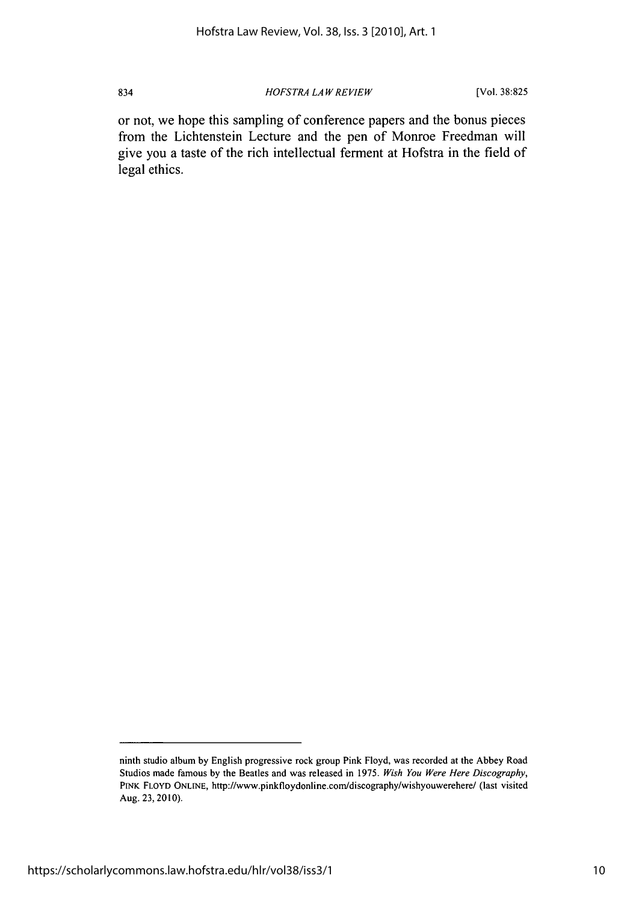or not, we hope this sampling of conference papers and the bonus pieces from the Lichtenstein Lecture and the pen of Monroe Freedman will give you a taste of the rich intellectual ferment at Hofstra in the field of legal ethics.

---

ninth studio album by English progressive rock group Pink Floyd, was recorded at the Abbey Road Studios made famous by the Beatles and was released in 1975. *Wish You Were Here Discography*, PINK FLOYD ONLINE, http://www.pinkfloydonline.com/discography/wishyouwerehere/ (last visited Aug. 23, 2010).